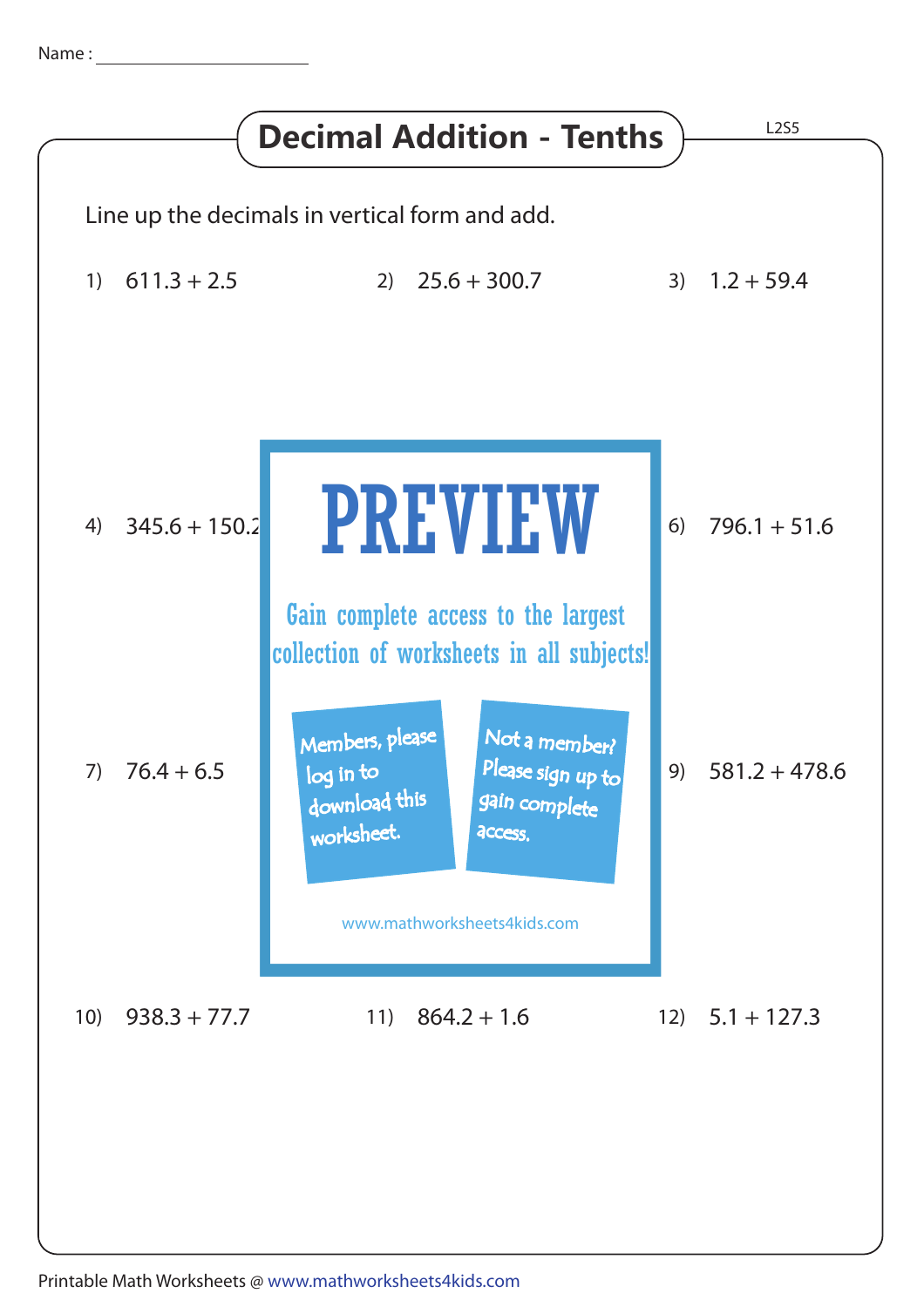Name : ____________________

# Decimal Addition - Tenths

L2S5

Line up the decimals in vertical form and add.

1) $611.3 + 2.5$

2) $25.6 + 300.7$

3) $1.2 + 59.4$

4) $345.6 + 150.2$

6) $796.1 + 51.6$

**PREVIEW**

Gain complete access to the largest collection of worksheets in all subjects!

Members, please log in to download this worksheet.

Not a member? Please sign up to gain complete access.

www.mathworksheets4kids.com

7) $76.4 + 6.5$

9) $581.2 + 478.6$

10) $938.3 + 77.7$

11) $864.2 + 1.6$

12) $5.1 + 127.3$

Printable Math Worksheets @ www.mathworksheets4kids.com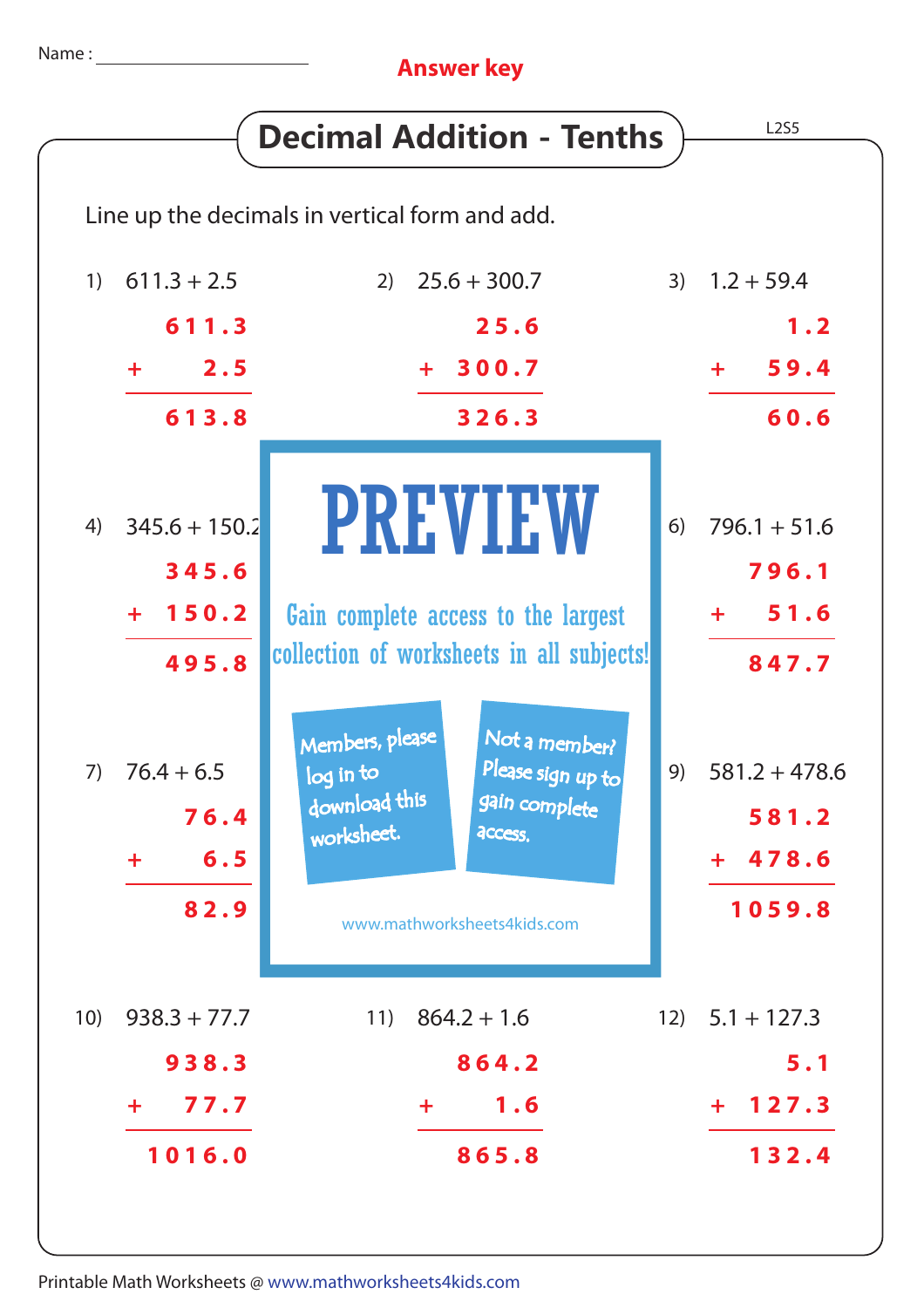Name : ______________________

**Answer key**

# Decimal Addition - Tenths

L2S5

Line up the decimals in vertical form and add.

1) $611.3 + 2.5$

$$\begin{array}{r} 611.3 \\ +\quad 2.5 \\ \hline 613.8 \end{array}$$

2) $25.6 + 300.7$

$$\begin{array}{r} 25.6 \\ +\quad 300.7 \\ \hline 326.3 \end{array}$$

3) $1.2 + 59.4$

$$\begin{array}{r} 1.2 \\ +\quad 59.4 \\ \hline 60.6 \end{array}$$

4) $345.6 + 150.2$

$$\begin{array}{r} 345.6 \\ +\quad 150.2 \\ \hline 495.8 \end{array}$$

6) $796.1 + 51.6$

$$\begin{array}{r} 796.1 \\ +\quad 51.6 \\ \hline 847.7 \end{array}$$

7) $76.4 + 6.5$

$$\begin{array}{r} 76.4 \\ +\quad 6.5 \\ \hline 82.9 \end{array}$$

9) $581.2 + 478.6$

$$\begin{array}{r} 581.2 \\ +\quad 478.6 \\ \hline 1059.8 \end{array}$$

10) $938.3 + 77.7$

$$\begin{array}{r} 938.3 \\ +\quad 77.7 \\ \hline 1016.0 \end{array}$$

11) $864.2 + 1.6$

$$\begin{array}{r} 864.2 \\ +\quad 1.6 \\ \hline 865.8 \end{array}$$

12) $5.1 + 127.3$

$$\begin{array}{r} 5.1 \\ +\quad 127.3 \\ \hline 132.4 \end{array}$$

PREVIEW

Gain complete access to the largest collection of worksheets in all subjects!

Members, please log in to download this worksheet.

Not a member? Please sign up to gain complete access.

www.mathworksheets4kids.com

Printable Math Worksheets @ www.mathworksheets4kids.com